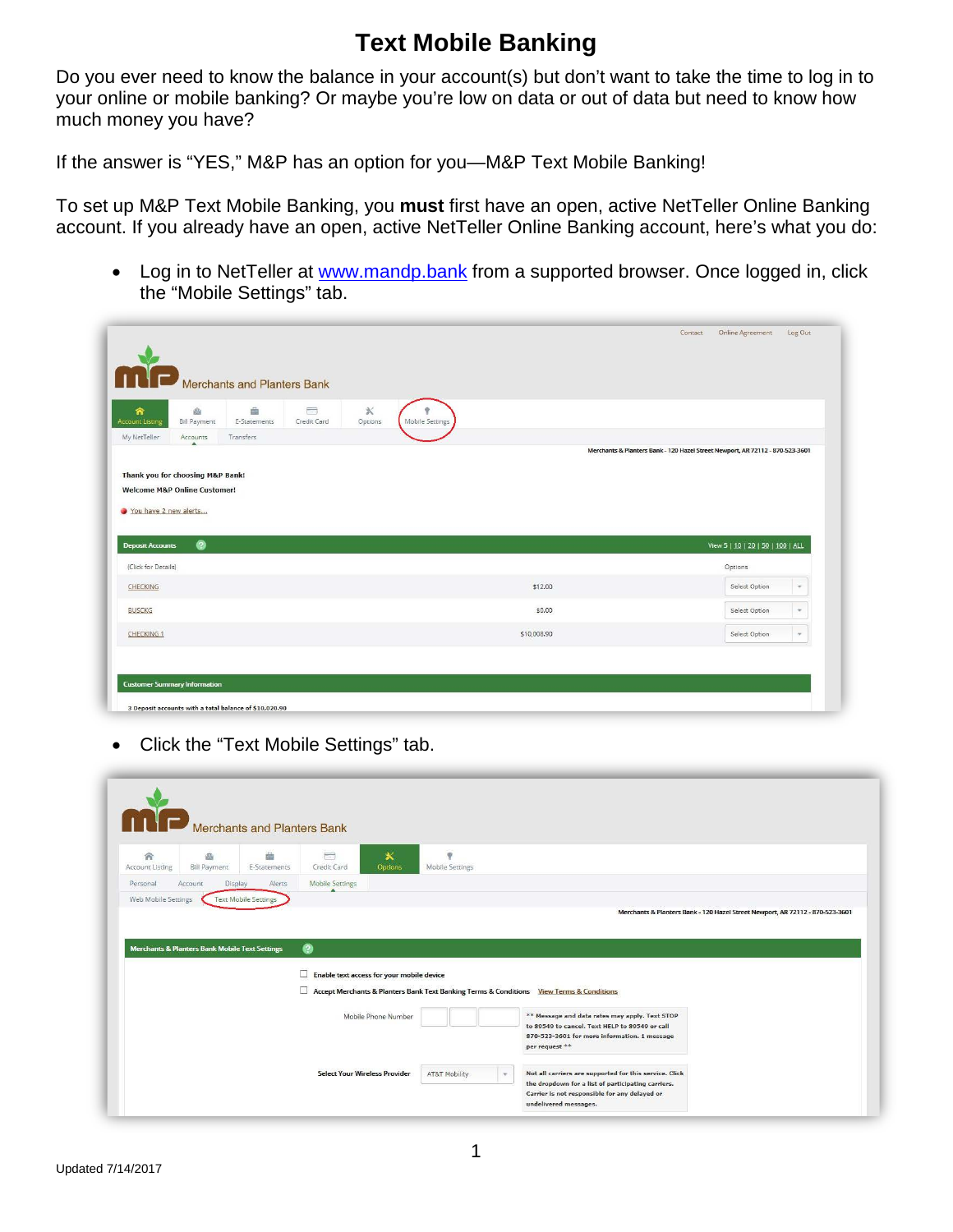# Text Mobile Banking

Do you ever need to know the balance in your account(s) but don't want to take the time to log in to your online or mobile banking? Or maybe you're low on data or out of data but need to know how much money you have?

If the answer is "YES," M&P has an option for you—M&P Text Mobile Banking!

To set up M&P Text Mobile Banking, you **must** first have an open, active NetTeller Online Banking account. If you already have an open, active NetTeller Online Banking account, here's what you do:

- Log in to NetTeller at [www.mandp.bank](http://www.mandp.bank) from a supported browser. Once logged in, click the "Mobile Settings" tab.

- Click the "Text Mobile Settings" tab.

Updated 7/14/2017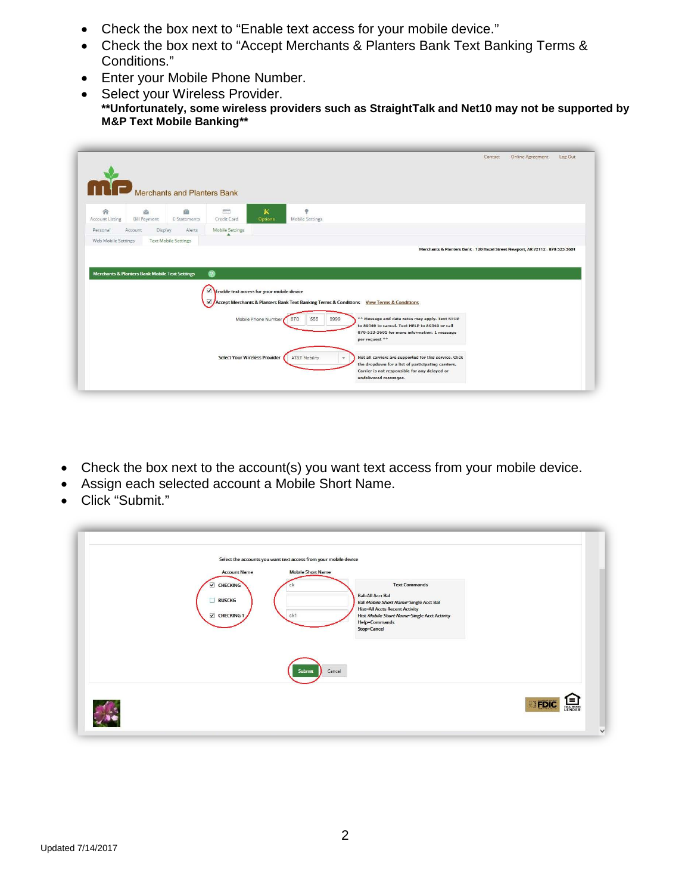- Check the box next to “Enable text access for your mobile device.”
- Check the box next to “Accept Merchants & Planters Bank Text Banking Terms & Conditions.”
- Enter your Mobile Phone Number.
- Select your Wireless Provider.
  **\*\*Unfortunately, some wireless providers such as StraightTalk and Net10 may not be supported by M&P Text Mobile Banking\*\***

- Check the box next to the account(s) you want text access from your mobile device.
- Assign each selected account a Mobile Short Name.
- Click “Submit.”

Updated 7/14/2017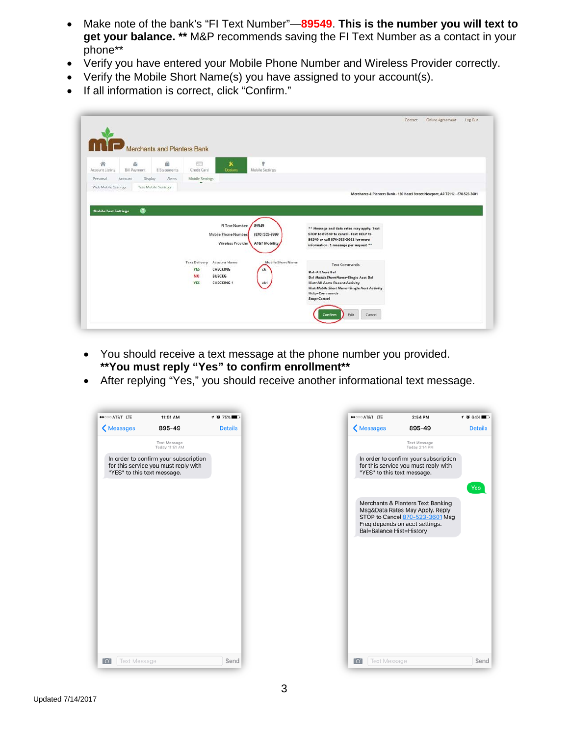- Make note of the bank's "FI Text Number"—**89549**. **This is the number you will text to get your balance. \*\*** M&P recommends saving the FI Text Number as a contact in your phone\*\*
- Verify you have entered your Mobile Phone Number and Wireless Provider correctly.
- Verify the Mobile Short Name(s) you have assigned to your account(s).
- If all information is correct, click "Confirm."

- You should receive a text message at the phone number you provided. **\*\*You must reply "Yes" to confirm enrollment\*\***
- After replying "Yes," you should receive another informational text message.

Updated 7/14/2017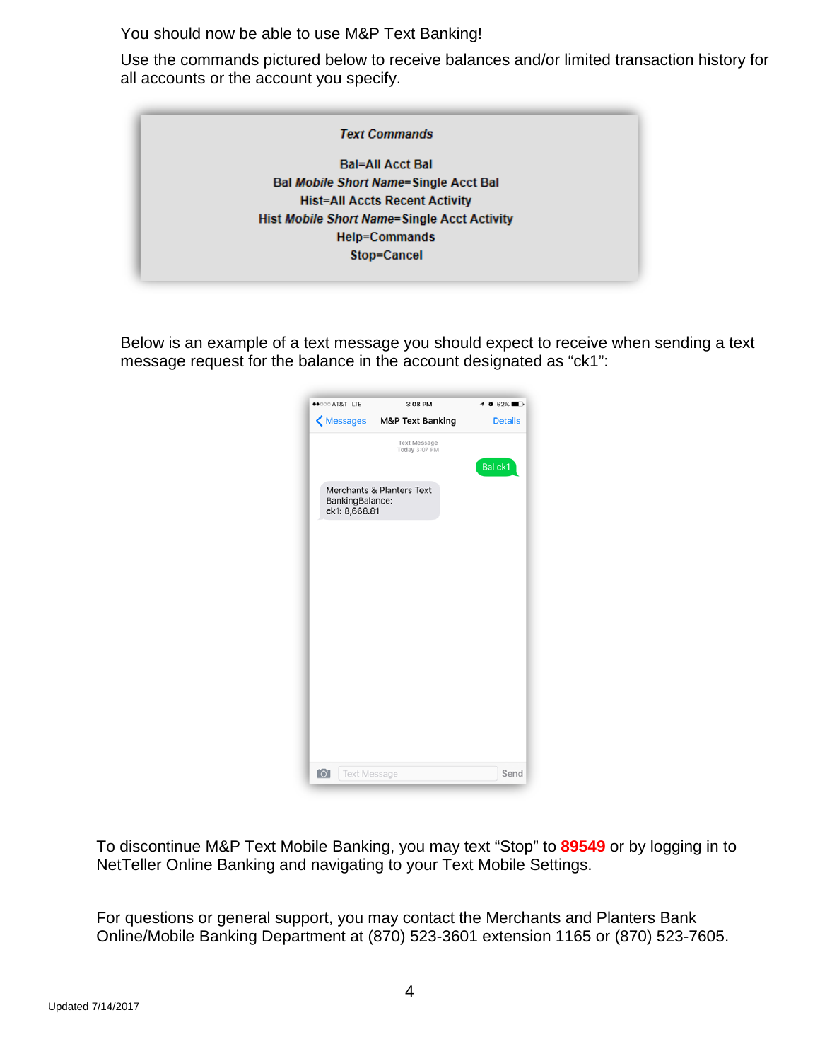You should now be able to use M&P Text Banking!

Use the commands pictured below to receive balances and/or limited transaction history for all accounts or the account you specify.

***Text Commands***

**Bal=All Acct Bal**
**Bal *Mobile Short Name*=Single Acct Bal**
**Hist=All Accts Recent Activity**
**Hist *Mobile Short Name*=Single Acct Activity**
**Help=Commands**
**Stop=Cancel**

Below is an example of a text message you should expect to receive when sending a text message request for the balance in the account designated as "ck1":

Messages M&P Text Banking Details

Text Message
Today 3:07 PM

Bal ck1

Merchants & Planters Text BankingBalance:
ck1: 8,668.81

To discontinue M&P Text Mobile Banking, you may text "Stop" to **89549** or by logging in to NetTeller Online Banking and navigating to your Text Mobile Settings.

For questions or general support, you may contact the Merchants and Planters Bank Online/Mobile Banking Department at (870) 523-3601 extension 1165 or (870) 523-7605.

Updated 7/14/2017